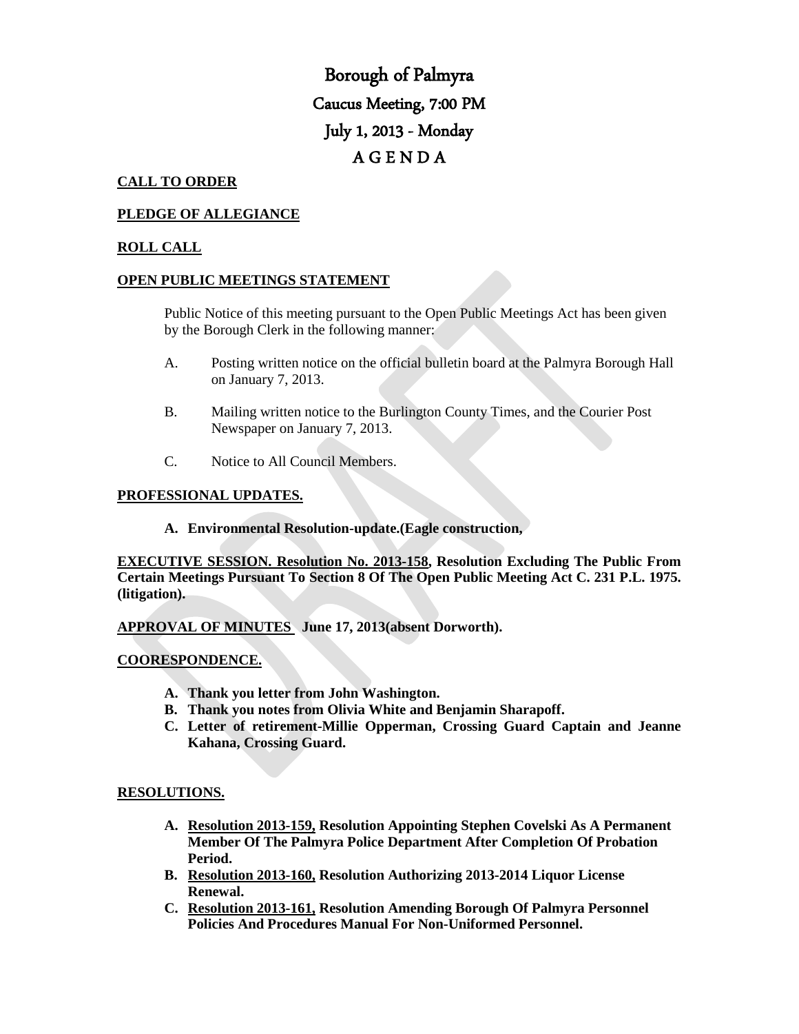# Borough of Palmyra

## Caucus Meeting, 7:00 PM

## July 1, 2013 - Monday

## A G E N D A

**CALL TO ORDER**

**PLEDGE OF ALLEGIANCE**

**ROLL CALL**

**OPEN PUBLIC MEETINGS STATEMENT**

Public Notice of this meeting pursuant to the Open Public Meetings Act has been given by the Borough Clerk in the following manner:

A. Posting written notice on the official bulletin board at the Palmyra Borough Hall on January 7, 2013.

B. Mailing written notice to the Burlington County Times, and the Courier Post Newspaper on January 7, 2013.

C. Notice to All Council Members.

**PROFESSIONAL UPDATES.**

**A. Environmental Resolution-update.(Eagle construction,**

**EXECUTIVE SESSION. Resolution No. 2013-158, Resolution Excluding The Public From Certain Meetings Pursuant To Section 8 Of The Open Public Meeting Act C. 231 P.L. 1975. (litigation).**

**APPROVAL OF MINUTES June 17, 2013(absent Dorworth).**

**COORESPONDENCE.**

- **A. Thank you letter from John Washington.**
- **B. Thank you notes from Olivia White and Benjamin Sharapoff.**
- **C. Letter of retirement-Millie Opperman, Crossing Guard Captain and Jeanne Kahana, Crossing Guard.**

**RESOLUTIONS.**

- **A. Resolution 2013-159, Resolution Appointing Stephen Covelski As A Permanent Member Of The Palmyra Police Department After Completion Of Probation Period.**
- **B. Resolution 2013-160, Resolution Authorizing 2013-2014 Liquor License Renewal.**
- **C. Resolution 2013-161, Resolution Amending Borough Of Palmyra Personnel Policies And Procedures Manual For Non-Uniformed Personnel.**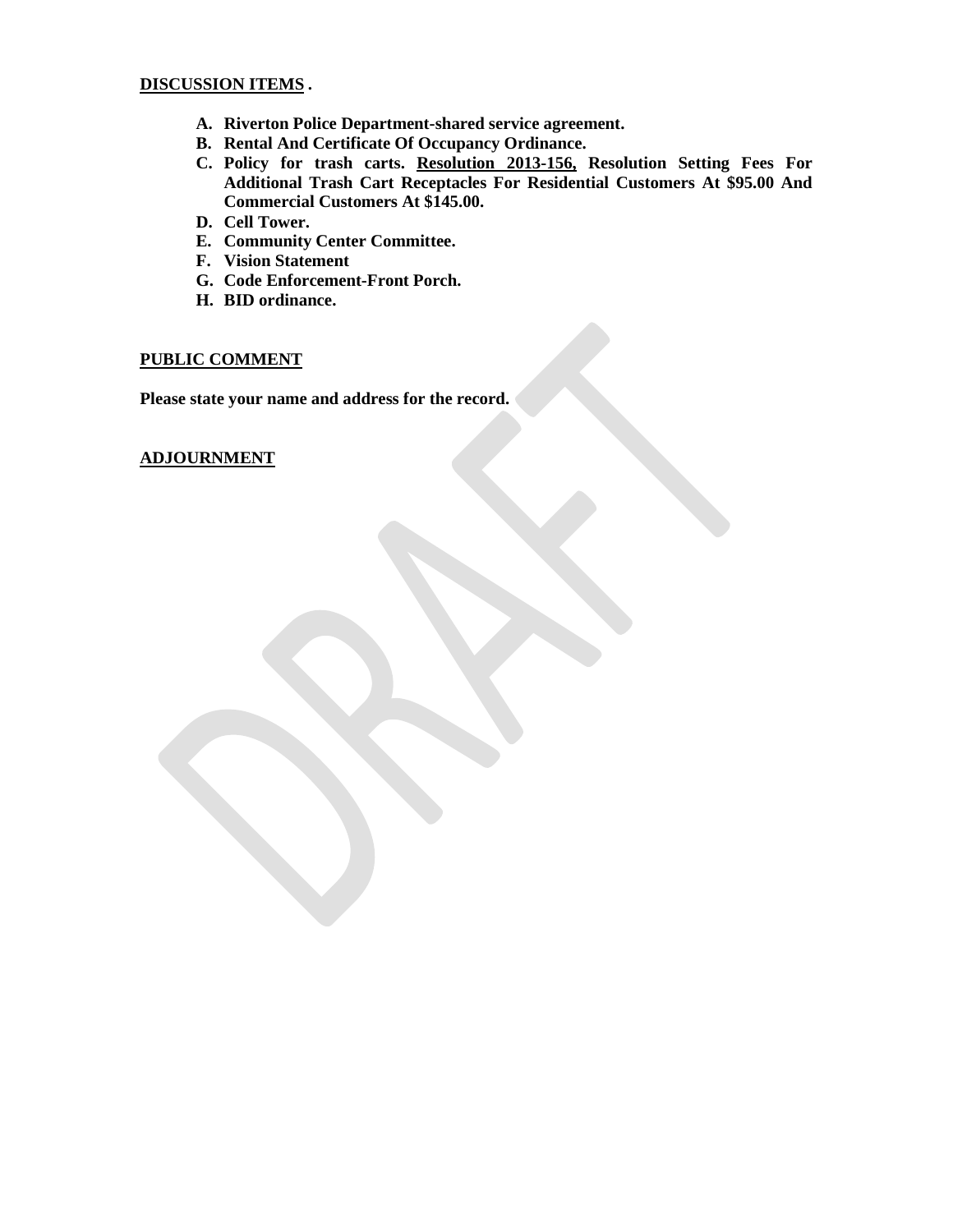**<u>DISCUSSION ITEMS</u> .**

- **A. Riverton Police Department-shared service agreement.**
- **B. Rental And Certificate Of Occupancy Ordinance.**
- **C. Policy for trash carts. <u>Resolution 2013-156,</u> Resolution Setting Fees For Additional Trash Cart Receptacles For Residential Customers At $95.00 And Commercial Customers At $145.00.**
- **D. Cell Tower.**
- **E. Community Center Committee.**
- **F. Vision Statement**
- **G. Code Enforcement-Front Porch.**
- **H. BID ordinance.**

**<u>PUBLIC COMMENT</u>**

**Please state your name and address for the record.**

**<u>ADJOURNMENT</u>**